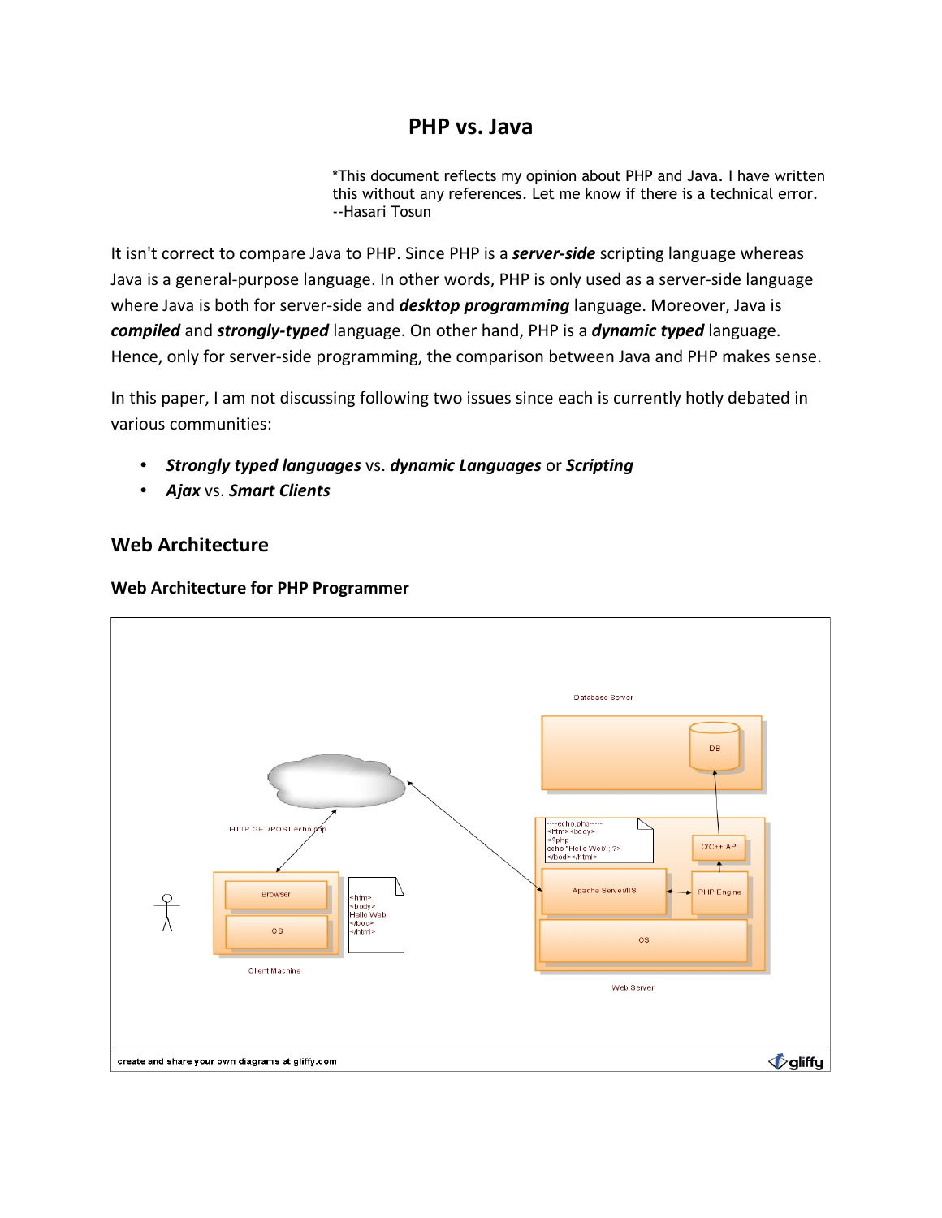# PHP vs. Java

*This document reflects my opinion about PHP and Java. I have written this without any references. Let me know if there is a technical error.
--Hasari Tosun

It isn't correct to compare Java to PHP. Since PHP is a ***server-side*** scripting language whereas Java is a general-purpose language. In other words, PHP is only used as a server-side language where Java is both for server-side and ***desktop programming*** language. Moreover, Java is ***compiled*** and ***strongly-typed*** language. On other hand, PHP is a ***dynamic typed*** language. Hence, only for server-side programming, the comparison between Java and PHP makes sense.

In this paper, I am not discussing following two issues since each is currently hotly debated in various communities:

- ***Strongly typed languages*** vs. ***dynamic Languages*** or ***Scripting***
- ***Ajax*** vs. ***Smart Clients***

## Web Architecture

### Web Architecture for PHP Programmer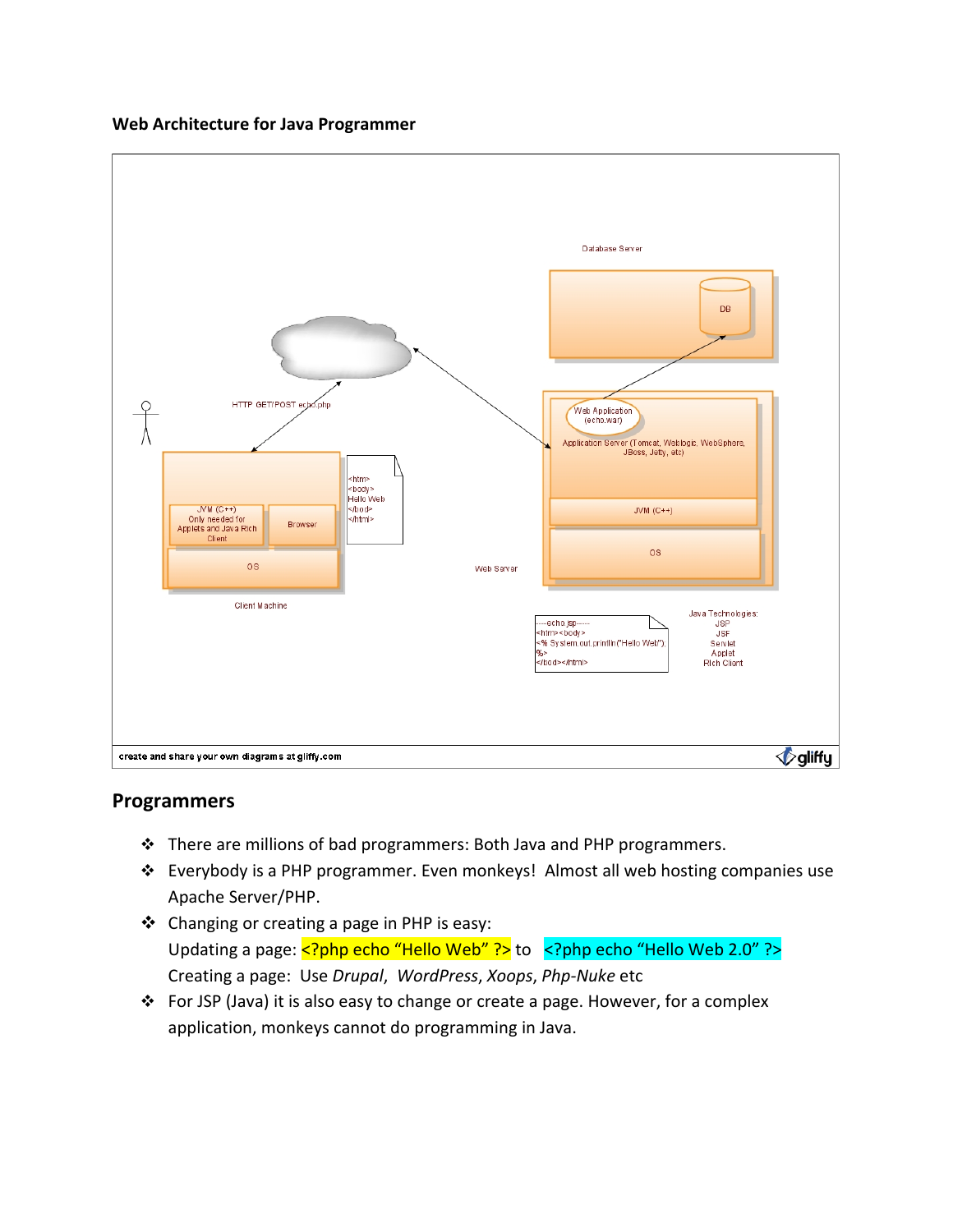**Web Architecture for Java Programmer**

## Programmers

- There are millions of bad programmers: Both Java and PHP programmers.
- Everybody is a PHP programmer. Even monkeys! Almost all web hosting companies use Apache Server/PHP.
- Changing or creating a page in PHP is easy:
  Updating a page: <?php echo “Hello Web” ?> to <?php echo “Hello Web 2.0” ?>
  Creating a page: Use *Drupal*, *WordPress*, *Xoops*, *Php-Nuke* etc
- For JSP (Java) it is also easy to change or create a page. However, for a complex application, monkeys cannot do programming in Java.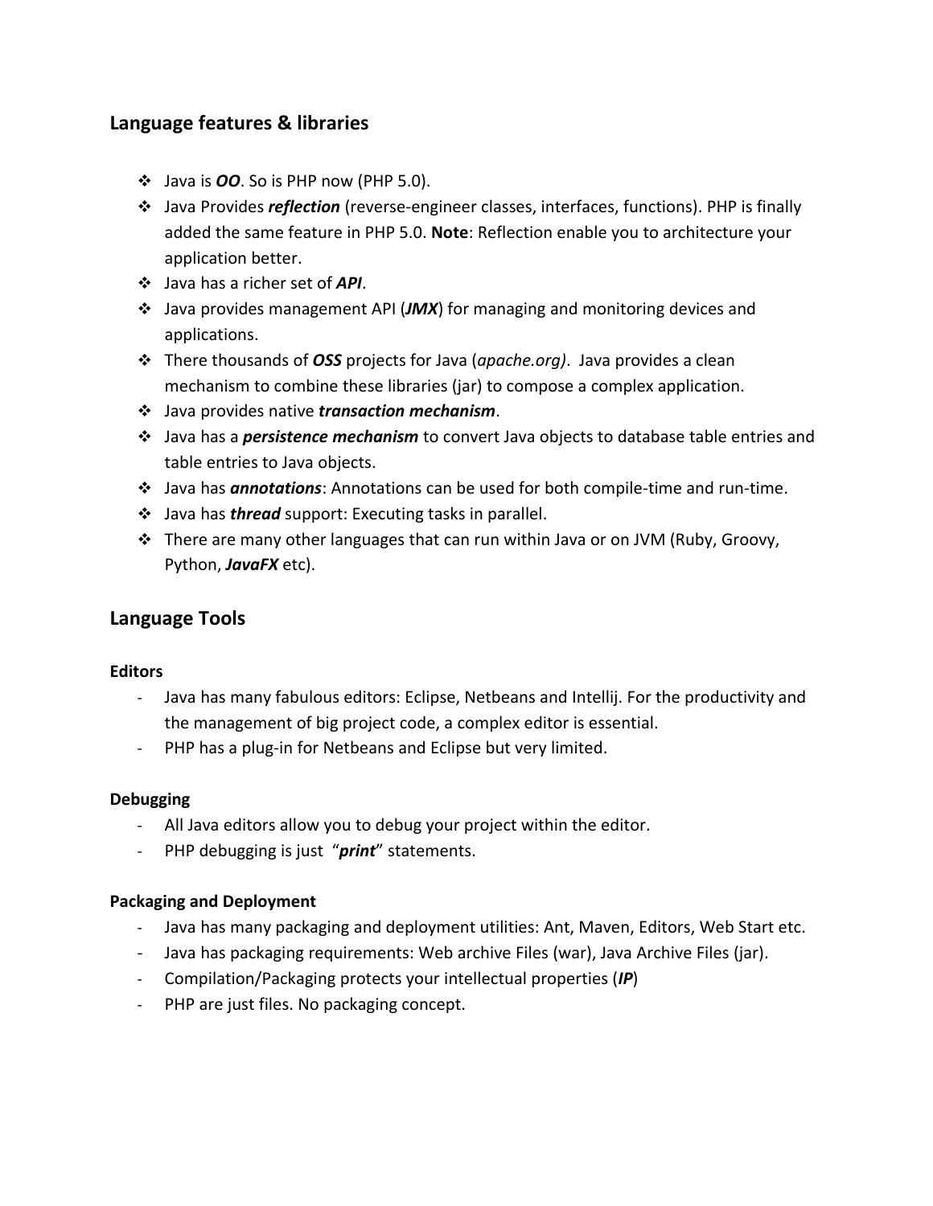## Language features & libraries

- Java is ***OO***. So is PHP now (PHP 5.0).
- Java Provides ***reflection*** (reverse-engineer classes, interfaces, functions). PHP is finally added the same feature in PHP 5.0. **Note**: Reflection enable you to architecture your application better.
- Java has a richer set of ***API***.
- Java provides management API (***JMX***) for managing and monitoring devices and applications.
- There thousands of ***OSS*** projects for Java (*apache.org)*. Java provides a clean mechanism to combine these libraries (jar) to compose a complex application.
- Java provides native ***transaction mechanism***.
- Java has a ***persistence mechanism*** to convert Java objects to database table entries and table entries to Java objects.
- Java has ***annotations***: Annotations can be used for both compile-time and run-time.
- Java has ***thread*** support: Executing tasks in parallel.
- There are many other languages that can run within Java or on JVM (Ruby, Groovy, Python, ***JavaFX*** etc).

## Language Tools

**Editors**

- Java has many fabulous editors: Eclipse, Netbeans and Intellij. For the productivity and the management of big project code, a complex editor is essential.
- PHP has a plug-in for Netbeans and Eclipse but very limited.

**Debugging**

- All Java editors allow you to debug your project within the editor.
- PHP debugging is just "***print***" statements.

**Packaging and Deployment**

- Java has many packaging and deployment utilities: Ant, Maven, Editors, Web Start etc.
- Java has packaging requirements: Web archive Files (war), Java Archive Files (jar).
- Compilation/Packaging protects your intellectual properties (***IP***)
- PHP are just files. No packaging concept.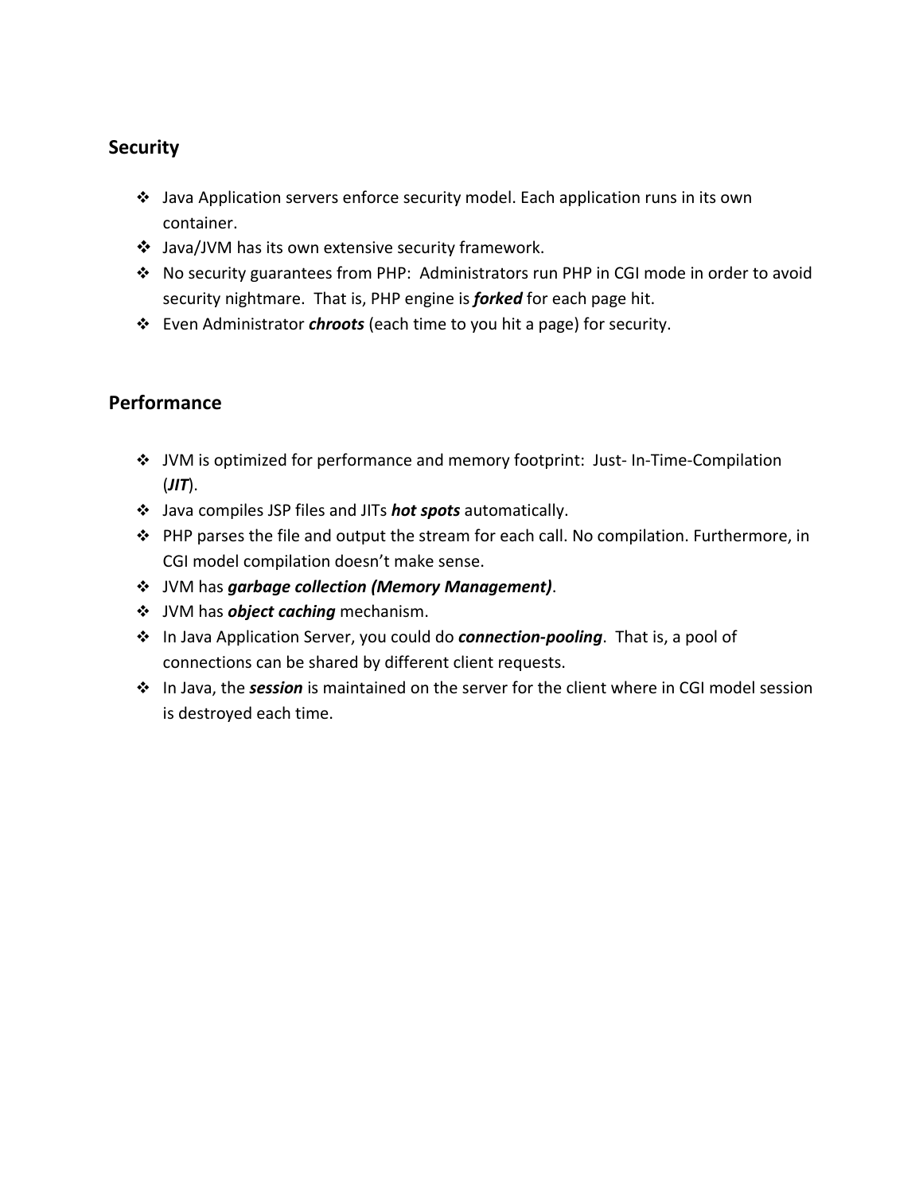## Security

- Java Application servers enforce security model. Each application runs in its own container.
- Java/JVM has its own extensive security framework.
- No security guarantees from PHP: Administrators run PHP in CGI mode in order to avoid security nightmare. That is, PHP engine is ***forked*** for each page hit.
- Even Administrator ***chroots*** (each time to you hit a page) for security.

## Performance

- JVM is optimized for performance and memory footprint: Just- In-Time-Compilation (***JIT***).
- Java compiles JSP files and JITs ***hot spots*** automatically.
- PHP parses the file and output the stream for each call. No compilation. Furthermore, in CGI model compilation doesn't make sense.
- JVM has ***garbage collection (Memory Management)***.
- JVM has ***object caching*** mechanism.
- In Java Application Server, you could do ***connection-pooling***. That is, a pool of connections can be shared by different client requests.
- In Java, the ***session*** is maintained on the server for the client where in CGI model session is destroyed each time.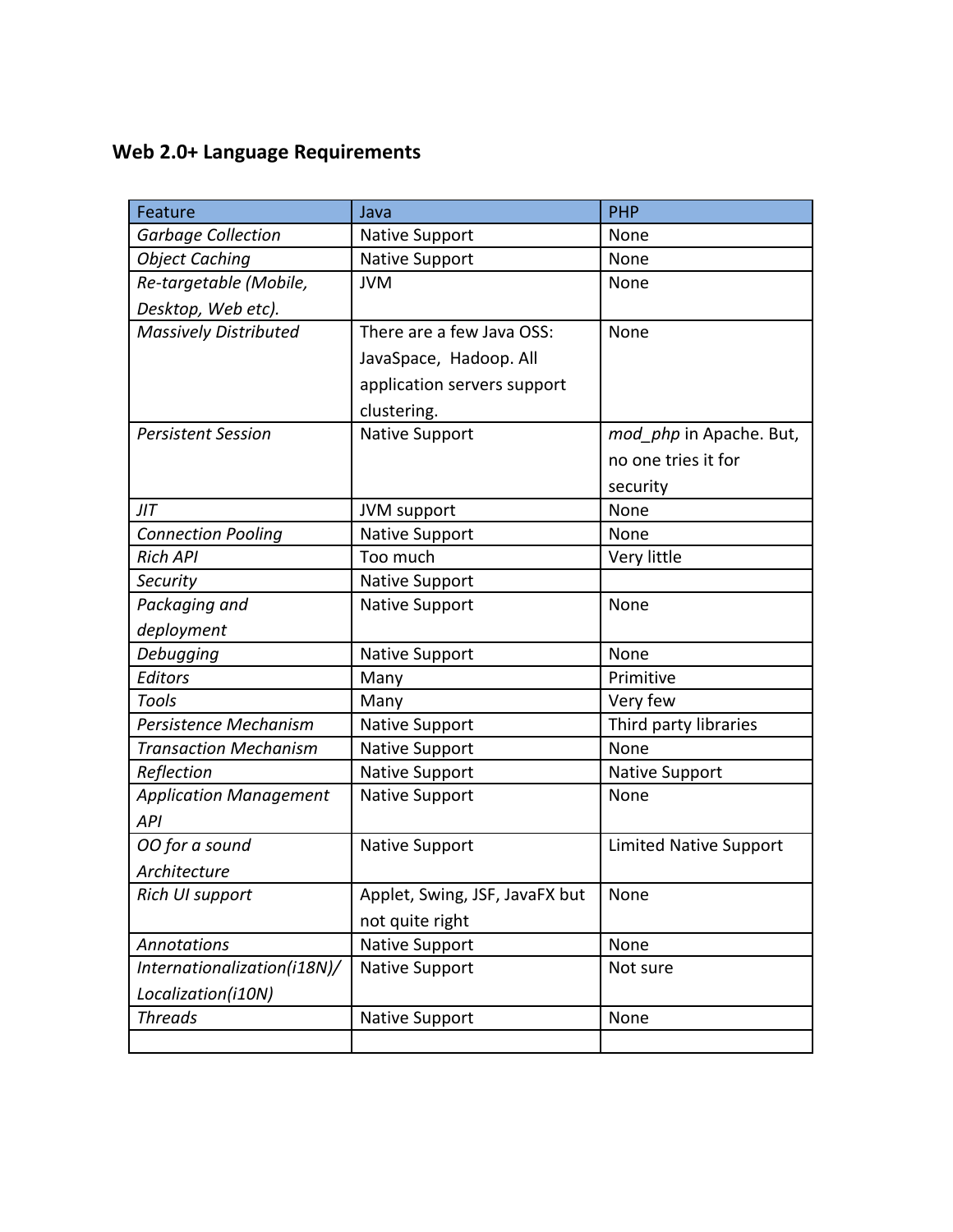## Web 2.0+ Language Requirements

| Feature | Java | PHP |
|---|---|---|
| *Garbage Collection* | Native Support | None |
| *Object Caching* | Native Support | None |
| *Re-targetable (Mobile, Desktop, Web etc).* | JVM | None |
| *Massively Distributed* | There are a few Java OSS: JavaSpace, Hadoop. All application servers support clustering. | None |
| *Persistent Session* | Native Support | *mod_php* in Apache. But, no one tries it for security |
| *JIT* | JVM support | None |
| *Connection Pooling* | Native Support | None |
| *Rich API* | Too much | Very little |
| *Security* | Native Support | |
| *Packaging and deployment* | Native Support | None |
| *Debugging* | Native Support | None |
| *Editors* | Many | Primitive |
| *Tools* | Many | Very few |
| *Persistence Mechanism* | Native Support | Third party libraries |
| *Transaction Mechanism* | Native Support | None |
| *Reflection* | Native Support | Native Support |
| *Application Management API* | Native Support | None |
| *OO for a sound Architecture* | Native Support | Limited Native Support |
| *Rich UI support* | Applet, Swing, JSF, JavaFX but not quite right | None |
| *Annotations* | Native Support | None |
| *Internationalization(i18N)/ Localization(i10N)* | Native Support | Not sure |
| *Threads* | Native Support | None |
| | | |